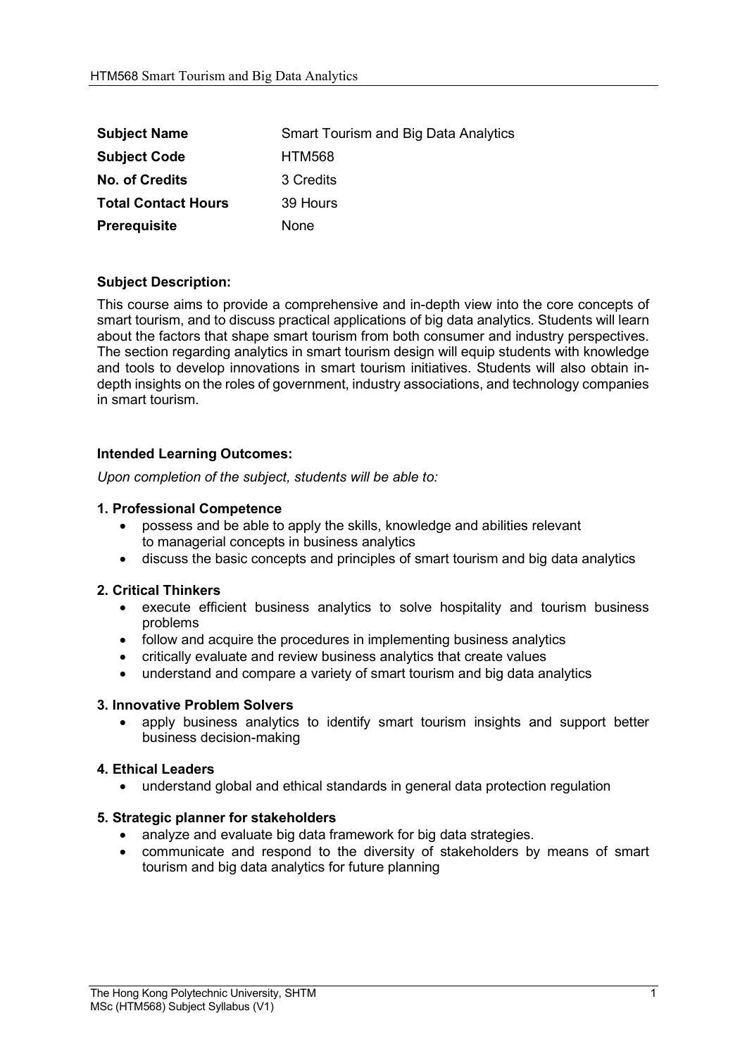| | |
|---|---|
| **Subject Name** | Smart Tourism and Big Data Analytics |
| **Subject Code** | HTM568 |
| **No. of Credits** | 3 Credits |
| **Total Contact Hours** | 39 Hours |
| **Prerequisite** | None |

**Subject Description:**

This course aims to provide a comprehensive and in-depth view into the core concepts of smart tourism, and to discuss practical applications of big data analytics. Students will learn about the factors that shape smart tourism from both consumer and industry perspectives. The section regarding analytics in smart tourism design will equip students with knowledge and tools to develop innovations in smart tourism initiatives. Students will also obtain in-depth insights on the roles of government, industry associations, and technology companies in smart tourism.

**Intended Learning Outcomes:**

*Upon completion of the subject, students will be able to:*

**1. Professional Competence**

- possess and be able to apply the skills, knowledge and abilities relevant to managerial concepts in business analytics
- discuss the basic concepts and principles of smart tourism and big data analytics

**2. Critical Thinkers**

- execute efficient business analytics to solve hospitality and tourism business problems
- follow and acquire the procedures in implementing business analytics
- critically evaluate and review business analytics that create values
- understand and compare a variety of smart tourism and big data analytics

**3. Innovative Problem Solvers**

- apply business analytics to identify smart tourism insights and support better business decision-making

**4. Ethical Leaders**

- understand global and ethical standards in general data protection regulation

**5. Strategic planner for stakeholders**

- analyze and evaluate big data framework for big data strategies.
- communicate and respond to the diversity of stakeholders by means of smart tourism and big data analytics for future planning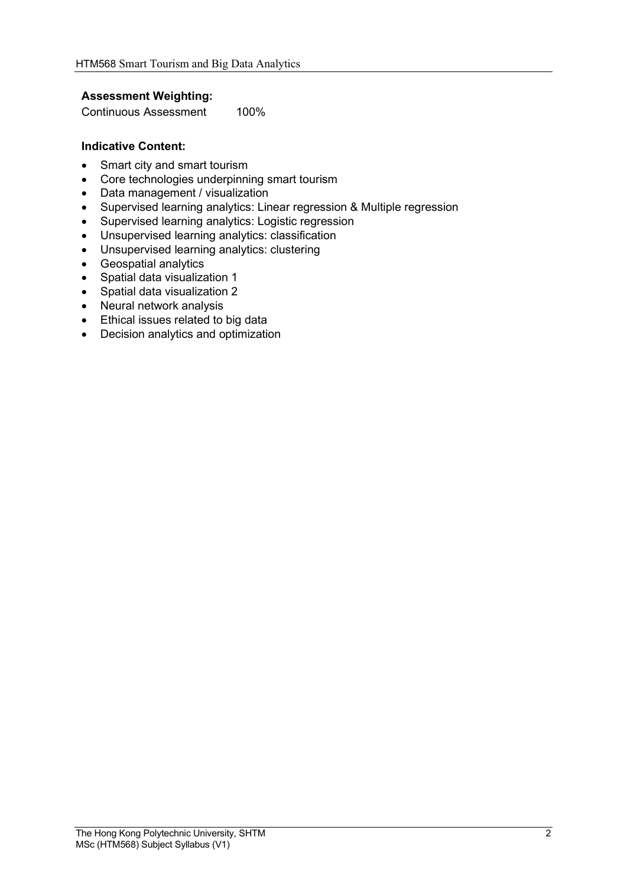**Assessment Weighting:**

Continuous Assessment 100%

**Indicative Content:**

- Smart city and smart tourism
- Core technologies underpinning smart tourism
- Data management / visualization
- Supervised learning analytics: Linear regression & Multiple regression
- Supervised learning analytics: Logistic regression
- Unsupervised learning analytics: classification
- Unsupervised learning analytics: clustering
- Geospatial analytics
- Spatial data visualization 1
- Spatial data visualization 2
- Neural network analysis
- Ethical issues related to big data
- Decision analytics and optimization